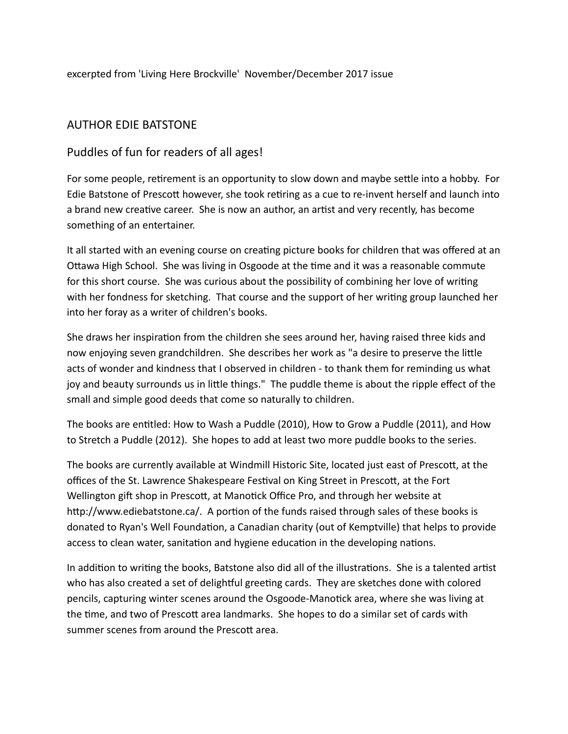excerpted from 'Living Here Brockville' November/December 2017 issue

## AUTHOR EDIE BATSTONE

### Puddles of fun for readers of all ages!

For some people, retirement is an opportunity to slow down and maybe settle into a hobby. For Edie Batstone of Prescott however, she took retiring as a cue to re-invent herself and launch into a brand new creative career. She is now an author, an artist and very recently, has become something of an entertainer.

It all started with an evening course on creating picture books for children that was offered at an Ottawa High School. She was living in Osgoode at the time and it was a reasonable commute for this short course. She was curious about the possibility of combining her love of writing with her fondness for sketching. That course and the support of her writing group launched her into her foray as a writer of children's books.

She draws her inspiration from the children she sees around her, having raised three kids and now enjoying seven grandchildren. She describes her work as "a desire to preserve the little acts of wonder and kindness that I observed in children - to thank them for reminding us what joy and beauty surrounds us in little things." The puddle theme is about the ripple effect of the small and simple good deeds that come so naturally to children.

The books are entitled: How to Wash a Puddle (2010), How to Grow a Puddle (2011), and How to Stretch a Puddle (2012). She hopes to add at least two more puddle books to the series.

The books are currently available at Windmill Historic Site, located just east of Prescott, at the offices of the St. Lawrence Shakespeare Festival on King Street in Prescott, at the Fort Wellington gift shop in Prescott, at Manotick Office Pro, and through her website at http://www.ediebatstone.ca/. A portion of the funds raised through sales of these books is donated to Ryan's Well Foundation, a Canadian charity (out of Kemptville) that helps to provide access to clean water, sanitation and hygiene education in the developing nations.

In addition to writing the books, Batstone also did all of the illustrations. She is a talented artist who has also created a set of delightful greeting cards. They are sketches done with colored pencils, capturing winter scenes around the Osgoode-Manotick area, where she was living at the time, and two of Prescott area landmarks. She hopes to do a similar set of cards with summer scenes from around the Prescott area.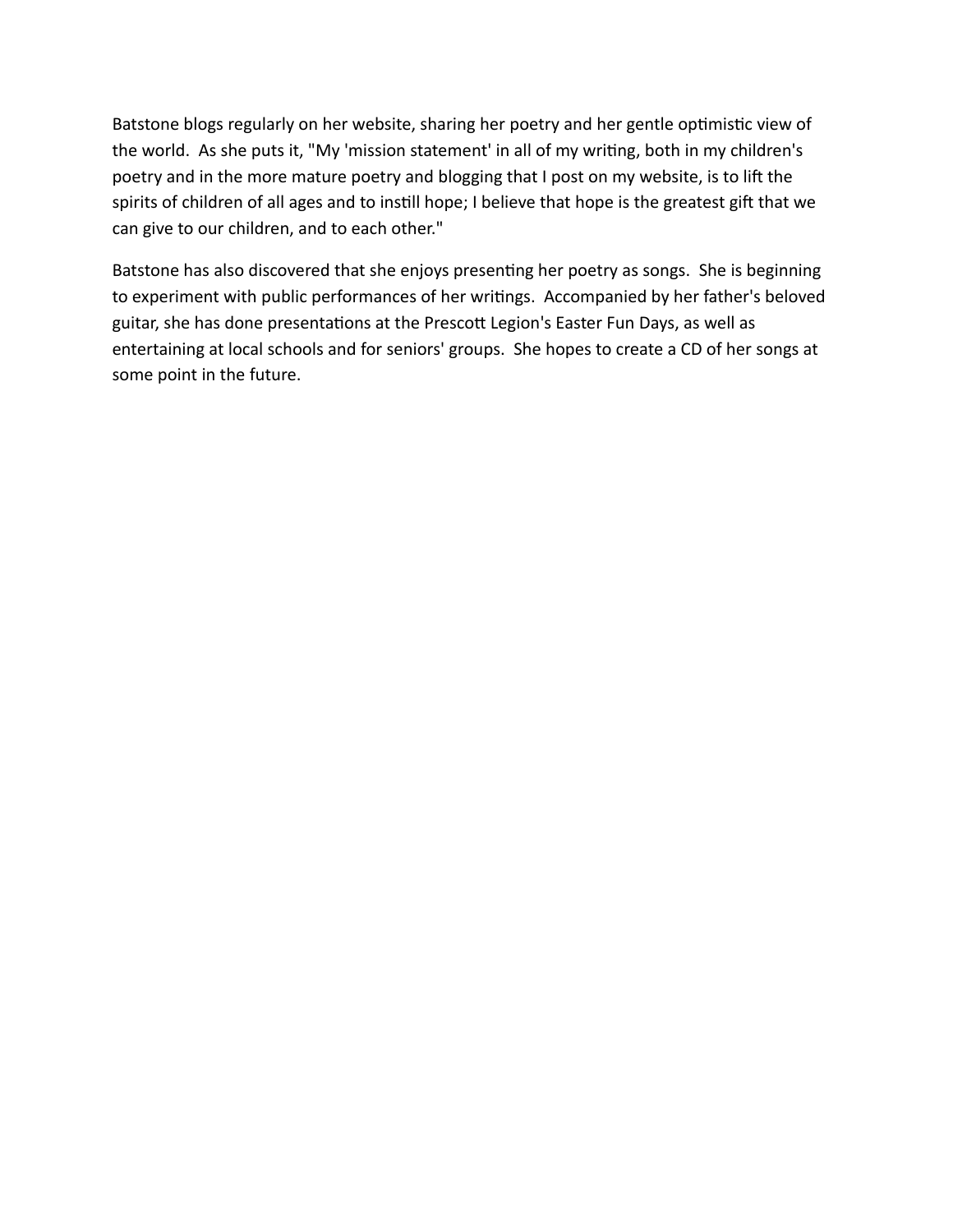Batstone blogs regularly on her website, sharing her poetry and her gentle optimistic view of the world. As she puts it, "My 'mission statement' in all of my writing, both in my children's poetry and in the more mature poetry and blogging that I post on my website, is to lift the spirits of children of all ages and to instill hope; I believe that hope is the greatest gift that we can give to our children, and to each other."

Batstone has also discovered that she enjoys presenting her poetry as songs. She is beginning to experiment with public performances of her writings. Accompanied by her father's beloved guitar, she has done presentations at the Prescott Legion's Easter Fun Days, as well as entertaining at local schools and for seniors' groups. She hopes to create a CD of her songs at some point in the future.